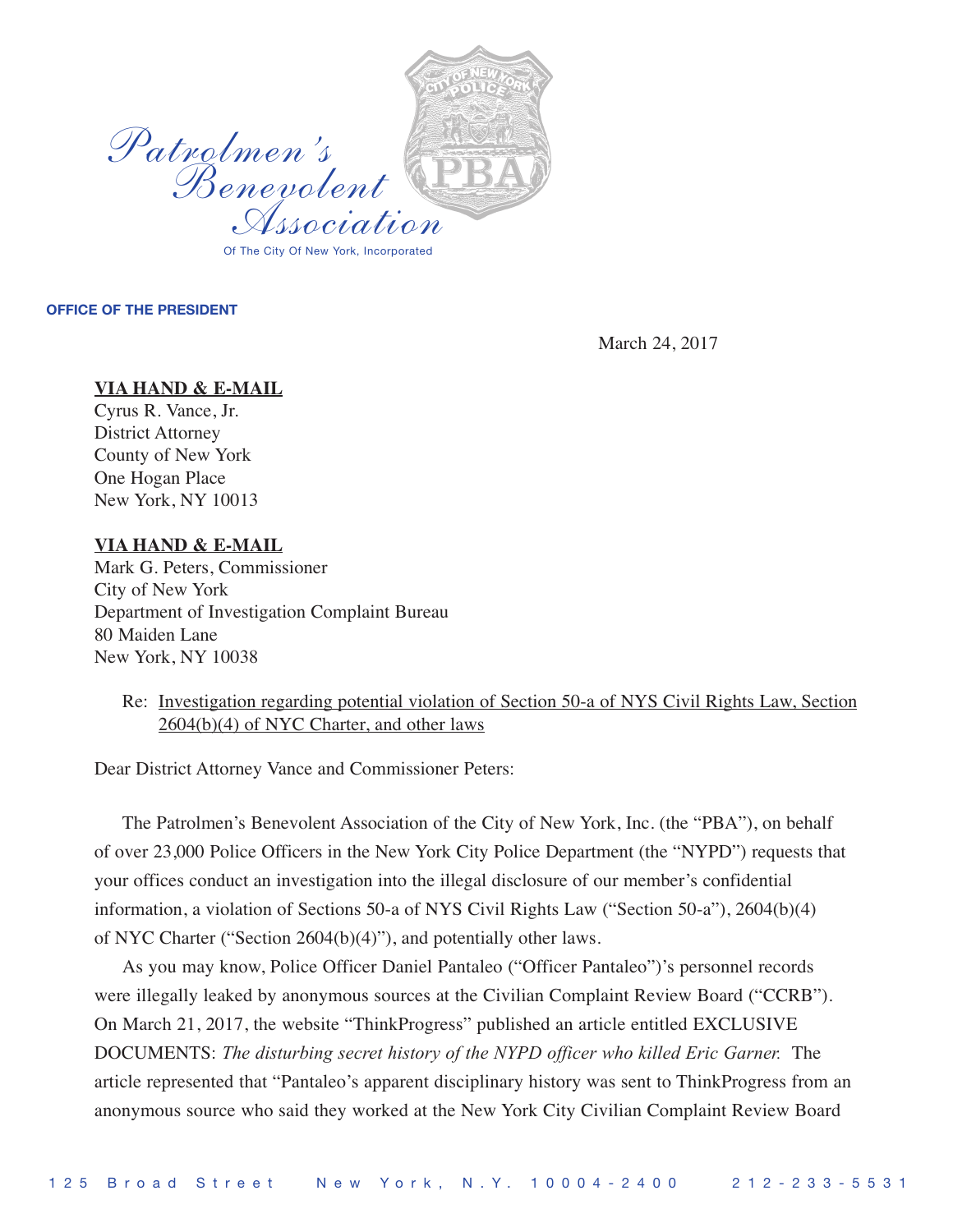Patrolmen's Benevolent Association

Of The City Of New York, Incorporated

**OFFICE OF THE PRESIDENT**

March 24, 2017

**VIA HAND & E-MAIL**
Cyrus R. Vance, Jr.
District Attorney
County of New York
One Hogan Place
New York, NY 10013

**VIA HAND & E-MAIL**
Mark G. Peters, Commissioner
City of New York
Department of Investigation Complaint Bureau
80 Maiden Lane
New York, NY 10038

Re: Investigation regarding potential violation of Section 50-a of NYS Civil Rights Law, Section 2604(b)(4) of NYC Charter, and other laws

Dear District Attorney Vance and Commissioner Peters:

The Patrolmen's Benevolent Association of the City of New York, Inc. (the "PBA"), on behalf of over 23,000 Police Officers in the New York City Police Department (the "NYPD") requests that your offices conduct an investigation into the illegal disclosure of our member's confidential information, a violation of Sections 50-a of NYS Civil Rights Law ("Section 50-a"), 2604(b)(4) of NYC Charter ("Section 2604(b)(4)"), and potentially other laws.

As you may know, Police Officer Daniel Pantaleo ("Officer Pantaleo")'s personnel records were illegally leaked by anonymous sources at the Civilian Complaint Review Board ("CCRB"). On March 21, 2017, the website "ThinkProgress" published an article entitled EXCLUSIVE DOCUMENTS: *The disturbing secret history of the NYPD officer who killed Eric Garner.* The article represented that "Pantaleo's apparent disciplinary history was sent to ThinkProgress from an anonymous source who said they worked at the New York City Civilian Complaint Review Board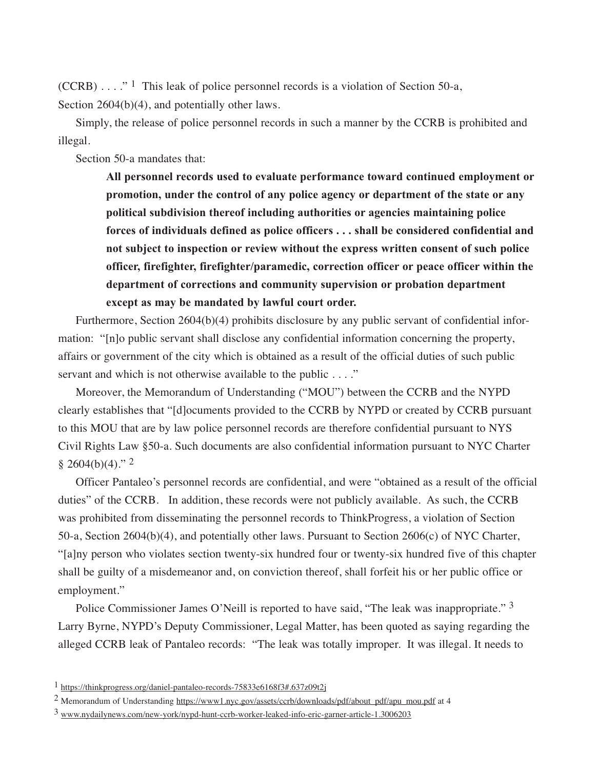(CCRB) . . . ."[1] This leak of police personnel records is a violation of Section 50-a, Section 2604(b)(4), and potentially other laws.

Simply, the release of police personnel records in such a manner by the CCRB is prohibited and illegal.

Section 50-a mandates that:

> **All personnel records used to evaluate performance toward continued employment or promotion, under the control of any police agency or department of the state or any political subdivision thereof including authorities or agencies maintaining police forces of individuals defined as police officers . . . shall be considered confidential and not subject to inspection or review without the express written consent of such police officer, firefighter, firefighter/paramedic, correction officer or peace officer within the department of corrections and community supervision or probation department except as may be mandated by lawful court order.**

Furthermore, Section 2604(b)(4) prohibits disclosure by any public servant of confidential information: "[n]o public servant shall disclose any confidential information concerning the property, affairs or government of the city which is obtained as a result of the official duties of such public servant and which is not otherwise available to the public . . . ."

Moreover, the Memorandum of Understanding ("MOU") between the CCRB and the NYPD clearly establishes that "[d]ocuments provided to the CCRB by NYPD or created by CCRB pursuant to this MOU that are by law police personnel records are therefore confidential pursuant to NYS Civil Rights Law §50-a. Such documents are also confidential information pursuant to NYC Charter § 2604(b)(4)."[2]

Officer Pantaleo's personnel records are confidential, and were "obtained as a result of the official duties" of the CCRB. In addition, these records were not publicly available. As such, the CCRB was prohibited from disseminating the personnel records to ThinkProgress, a violation of Section 50-a, Section 2604(b)(4), and potentially other laws. Pursuant to Section 2606(c) of NYC Charter, "[a]ny person who violates section twenty-six hundred four or twenty-six hundred five of this chapter shall be guilty of a misdemeanor and, on conviction thereof, shall forfeit his or her public office or employment."

Police Commissioner James O'Neill is reported to have said, "The leak was inappropriate."[3] Larry Byrne, NYPD's Deputy Commissioner, Legal Matter, has been quoted as saying regarding the alleged CCRB leak of Pantaleo records: "The leak was totally improper. It was illegal. It needs to

---

[1] https://thinkprogress.org/daniel-pantaleo-records-75833e6168f3#.637z09t2j

[2] Memorandum of Understanding https://www1.nyc.gov/assets/ccrb/downloads/pdf/about_pdf/apu_mou.pdf at 4

[3] www.nydailynews.com/new-york/nypd-hunt-ccrb-worker-leaked-info-eric-garner-article-1.3006203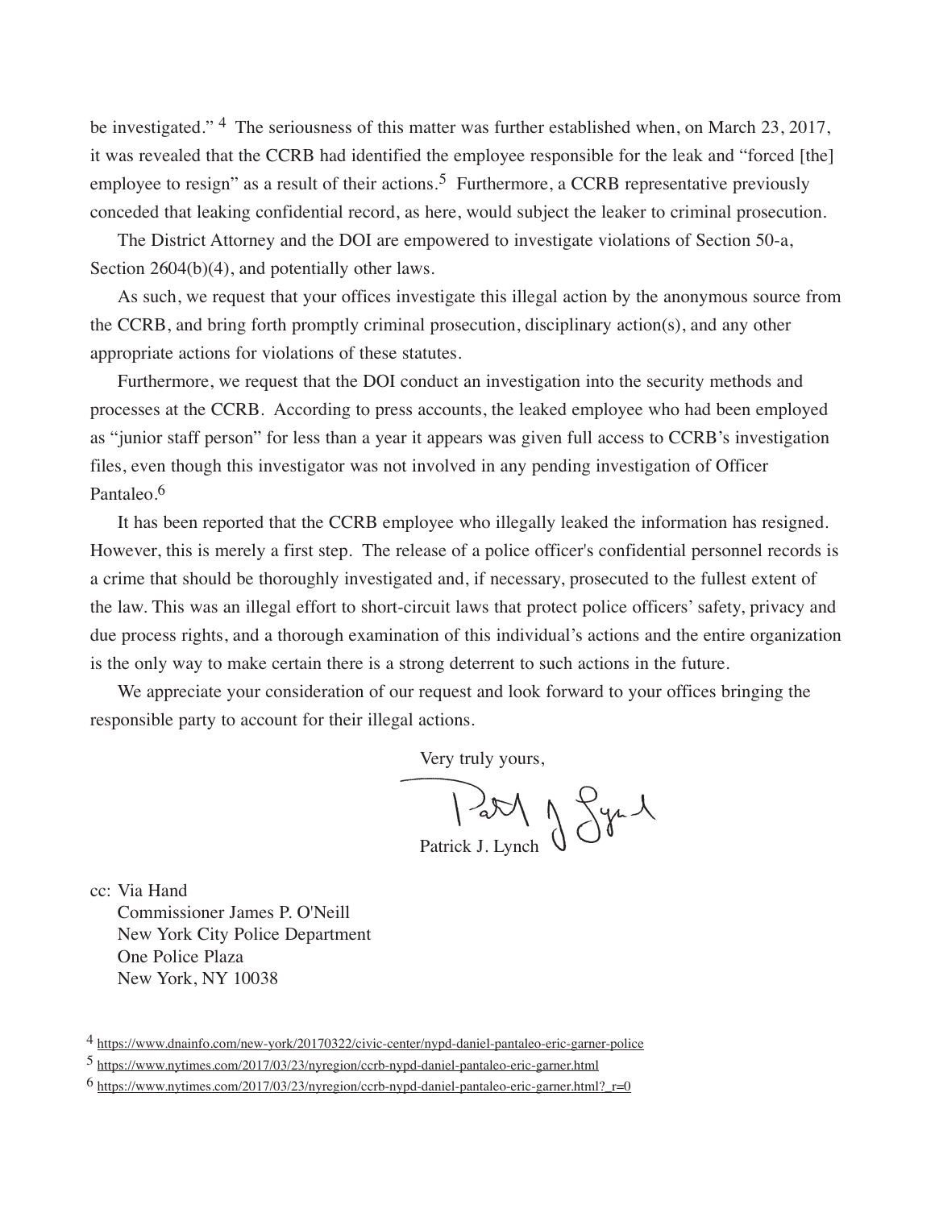be investigated."[4] The seriousness of this matter was further established when, on March 23, 2017, it was revealed that the CCRB had identified the employee responsible for the leak and "forced [the] employee to resign" as a result of their actions.[5] Furthermore, a CCRB representative previously conceded that leaking confidential record, as here, would subject the leaker to criminal prosecution.

The District Attorney and the DOI are empowered to investigate violations of Section 50-a, Section 2604(b)(4), and potentially other laws.

As such, we request that your offices investigate this illegal action by the anonymous source from the CCRB, and bring forth promptly criminal prosecution, disciplinary action(s), and any other appropriate actions for violations of these statutes.

Furthermore, we request that the DOI conduct an investigation into the security methods and processes at the CCRB. According to press accounts, the leaked employee who had been employed as "junior staff person" for less than a year it appears was given full access to CCRB's investigation files, even though this investigator was not involved in any pending investigation of Officer Pantaleo.[6]

It has been reported that the CCRB employee who illegally leaked the information has resigned. However, this is merely a first step. The release of a police officer's confidential personnel records is a crime that should be thoroughly investigated and, if necessary, prosecuted to the fullest extent of the law. This was an illegal effort to short-circuit laws that protect police officers' safety, privacy and due process rights, and a thorough examination of this individual's actions and the entire organization is the only way to make certain there is a strong deterrent to such actions in the future.

We appreciate your consideration of our request and look forward to your offices bringing the responsible party to account for their illegal actions.

Very truly yours,

Patrick J. Lynch

cc: Via Hand
Commissioner James P. O'Neill
New York City Police Department
One Police Plaza
New York, NY 10038

[4] https://www.dnainfo.com/new-york/20170322/civic-center/nypd-daniel-pantaleo-eric-garner-police

[5] https://www.nytimes.com/2017/03/23/nyregion/ccrb-nypd-daniel-pantaleo-eric-garner.html

[6] https://www.nytimes.com/2017/03/23/nyregion/ccrb-nypd-daniel-pantaleo-eric-garner.html?_r=0